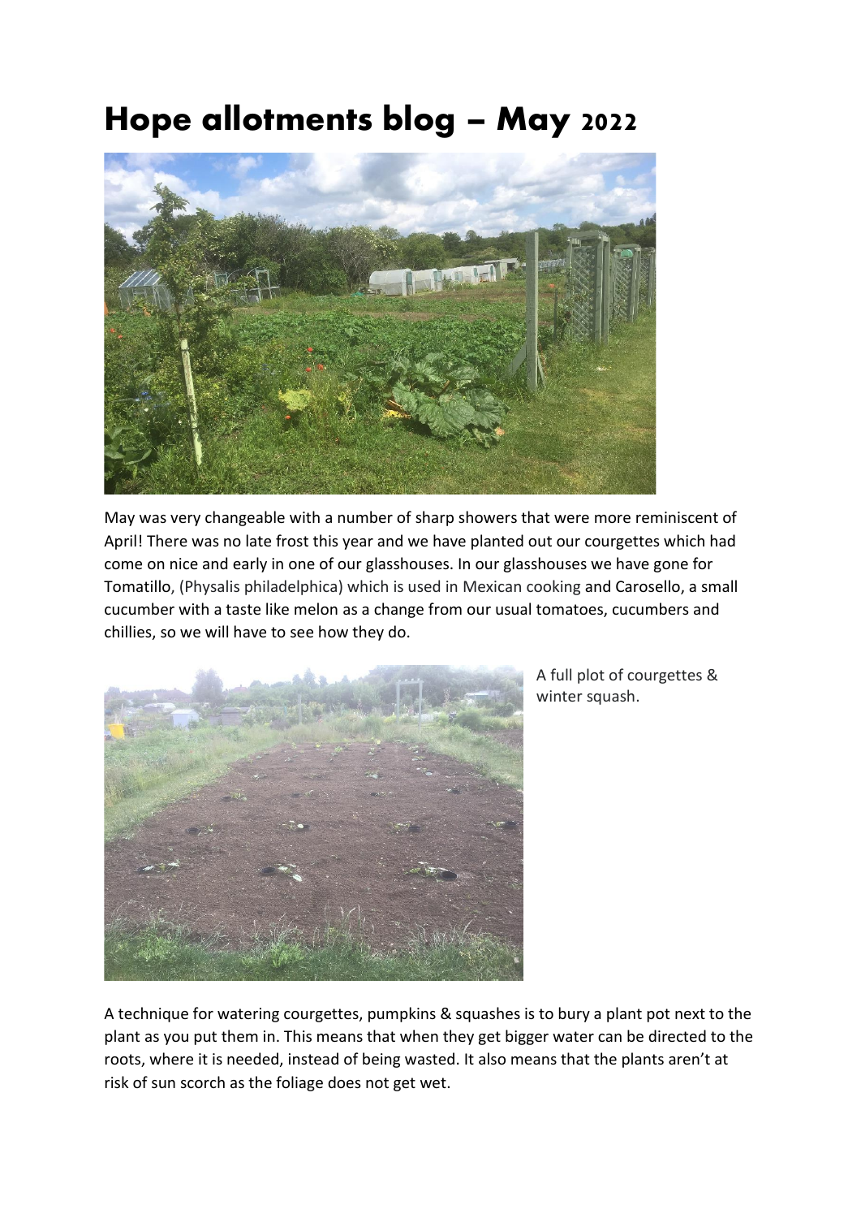# Hope allotments blog – May 2022

May was very changeable with a number of sharp showers that were more reminiscent of April! There was no late frost this year and we have planted out our courgettes which had come on nice and early in one of our glasshouses. In our glasshouses we have gone for Tomatillo, (Physalis philadelphica) which is used in Mexican cooking and Carosello, a small cucumber with a taste like melon as a change from our usual tomatoes, cucumbers and chillies, so we will have to see how they do.

A full plot of courgettes & winter squash.

A technique for watering courgettes, pumpkins & squashes is to bury a plant pot next to the plant as you put them in. This means that when they get bigger water can be directed to the roots, where it is needed, instead of being wasted. It also means that the plants aren't at risk of sun scorch as the foliage does not get wet.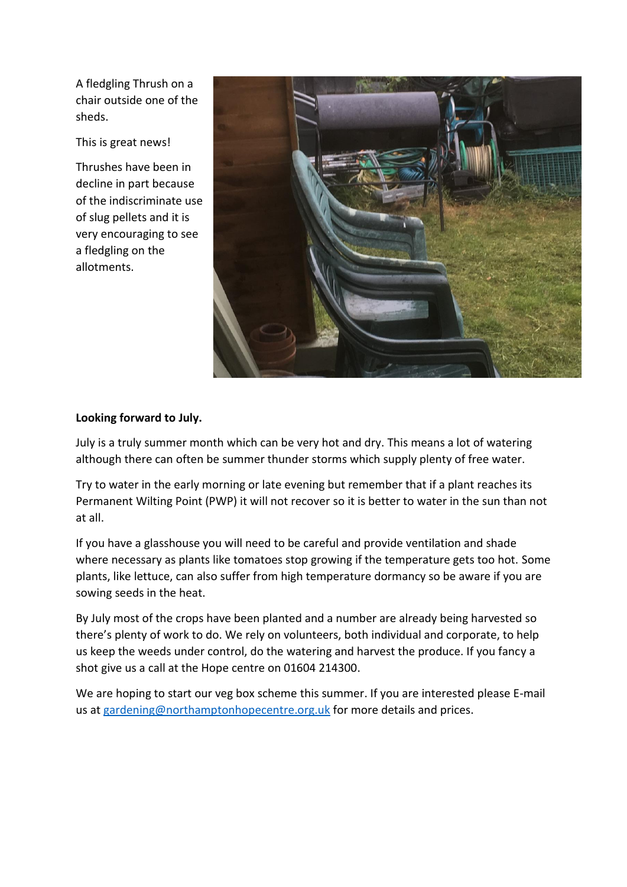A fledgling Thrush on a chair outside one of the sheds.

This is great news!

Thrushes have been in decline in part because of the indiscriminate use of slug pellets and it is very encouraging to see a fledgling on the allotments.

**Looking forward to July.**

July is a truly summer month which can be very hot and dry. This means a lot of watering although there can often be summer thunder storms which supply plenty of free water.

Try to water in the early morning or late evening but remember that if a plant reaches its Permanent Wilting Point (PWP) it will not recover so it is better to water in the sun than not at all.

If you have a glasshouse you will need to be careful and provide ventilation and shade where necessary as plants like tomatoes stop growing if the temperature gets too hot. Some plants, like lettuce, can also suffer from high temperature dormancy so be aware if you are sowing seeds in the heat.

By July most of the crops have been planted and a number are already being harvested so there's plenty of work to do. We rely on volunteers, both individual and corporate, to help us keep the weeds under control, do the watering and harvest the produce. If you fancy a shot give us a call at the Hope centre on 01604 214300.

We are hoping to start our veg box scheme this summer. If you are interested please E-mail us at [gardening@northamptonhopecentre.org.uk](mailto:gardening@northamptonhopecentre.org.uk) for more details and prices.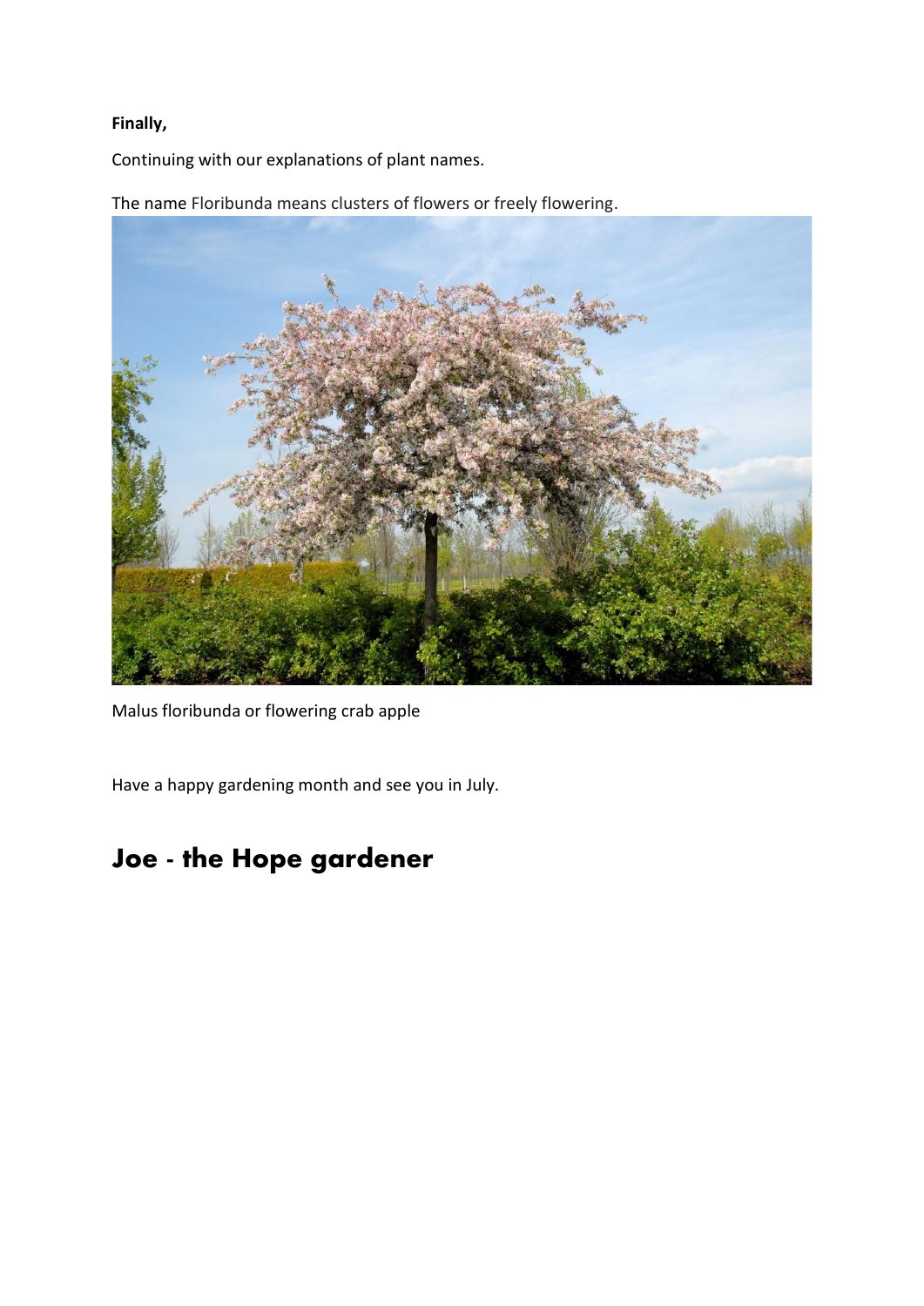**Finally,**

Continuing with our explanations of plant names.

The name Floribunda means clusters of flowers or freely flowering.

Malus floribunda or flowering crab apple

Have a happy gardening month and see you in July.

# Joe - the Hope gardener